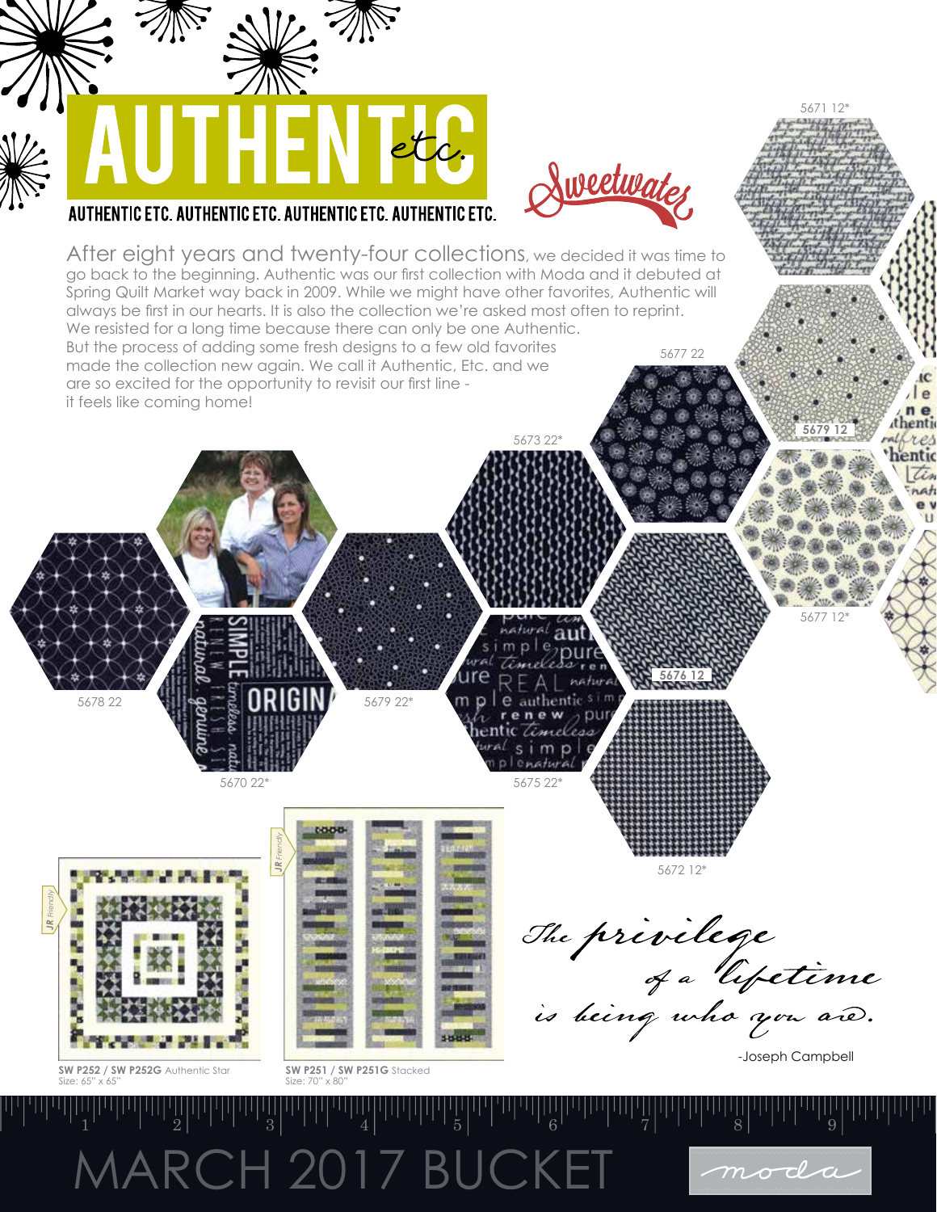# AUTHENTIC etc.

AUTHENTIC ETC. AUTHENTIC ETC. AUTHENTIC ETC. AUTHENTIC ETC.

Sweetwater

After eight years and twenty-four collections, we decided it was time to go back to the beginning. Authentic was our first collection with Moda and it debuted at Spring Quilt Market way back in 2009. While we might have other favorites, Authentic will always be first in our hearts. It is also the collection we're asked most often to reprint. We resisted for a long time because there can only be one Authentic. But the process of adding some fresh designs to a few old favorites made the collection new again. We call it Authentic, Etc. and we are so excited for the opportunity to revisit our first line - it feels like coming home!

5671 12*

5677 22

5679 12

5673 22*

5677 12*

5678 22

5679 22*

5676 12

5670 22*

5675 22*

5672 12*

**SW P252 / SW P252G** Authentic Star
Size: 65" x 65"

**SW P251 / SW P251G** Stacked
Size: 70" x 80"

*The privilege of a lifetime is being who you are.*

-Joseph Campbell

MARCH 2017 BUCKET

moda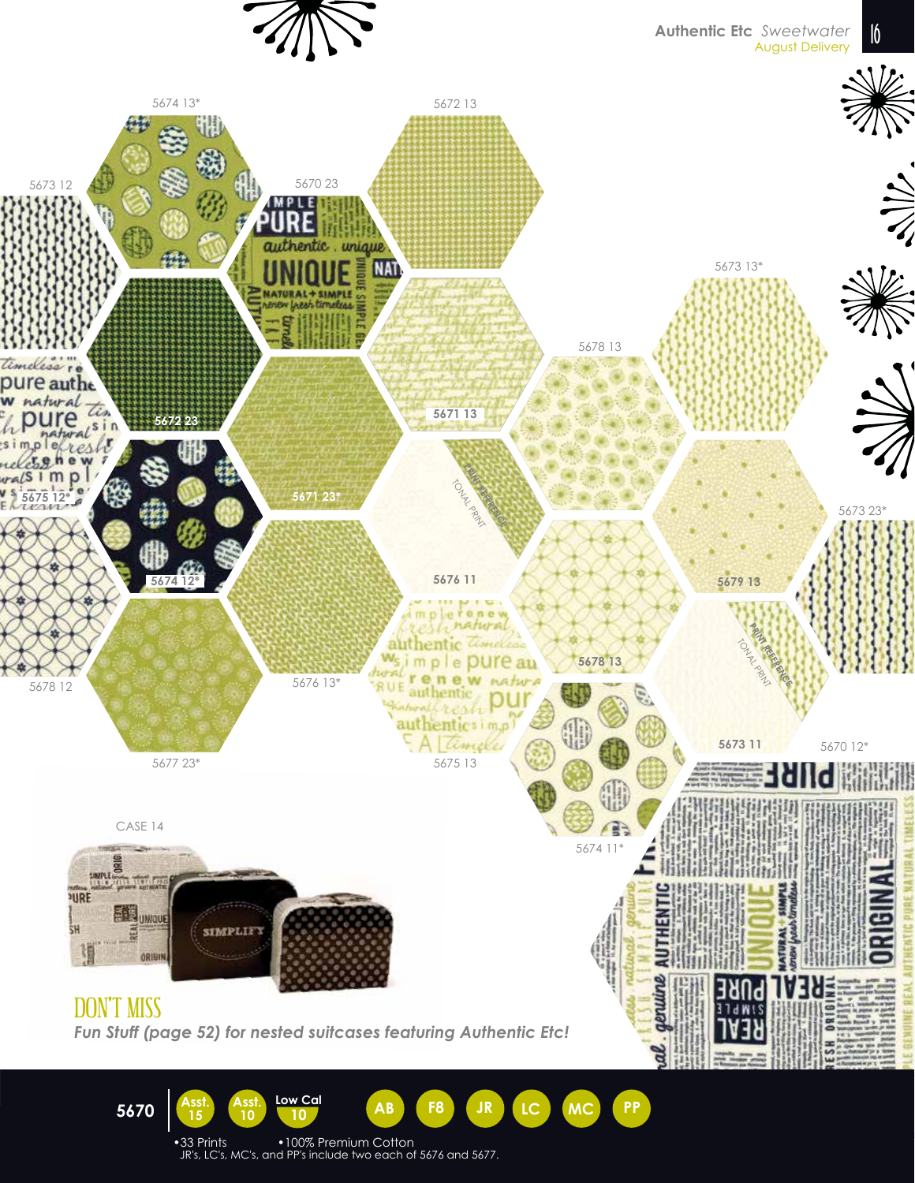Authentic Etc *Sweetwater*
August Delivery

5674 13*

5672 13

5673 12

5670 23

5673 13*

5678 13

5672 23

5671 13

5675 12*

5671 23*

TONAL PRINT

PRINT REFERENCE

5673 23*

5674 12*

5676 11

5679 13

5678 13

TONAL PRINT

PRINT REFERENCE

5678 12

5676 13*

5673 11

5670 12*

5677 23*

5675 13

5674 11*

CASE 14

DON'T MISS

*Fun Stuff (page 52) for nested suitcases featuring Authentic Etc!*

**5670** Asst. 15 Asst. 10 Low Cal 10 AB F8 JR LC MC PP

•33 Prints •100% Premium Cotton

JR's, LC's, MC's, and PP's include two each of 5676 and 5677.